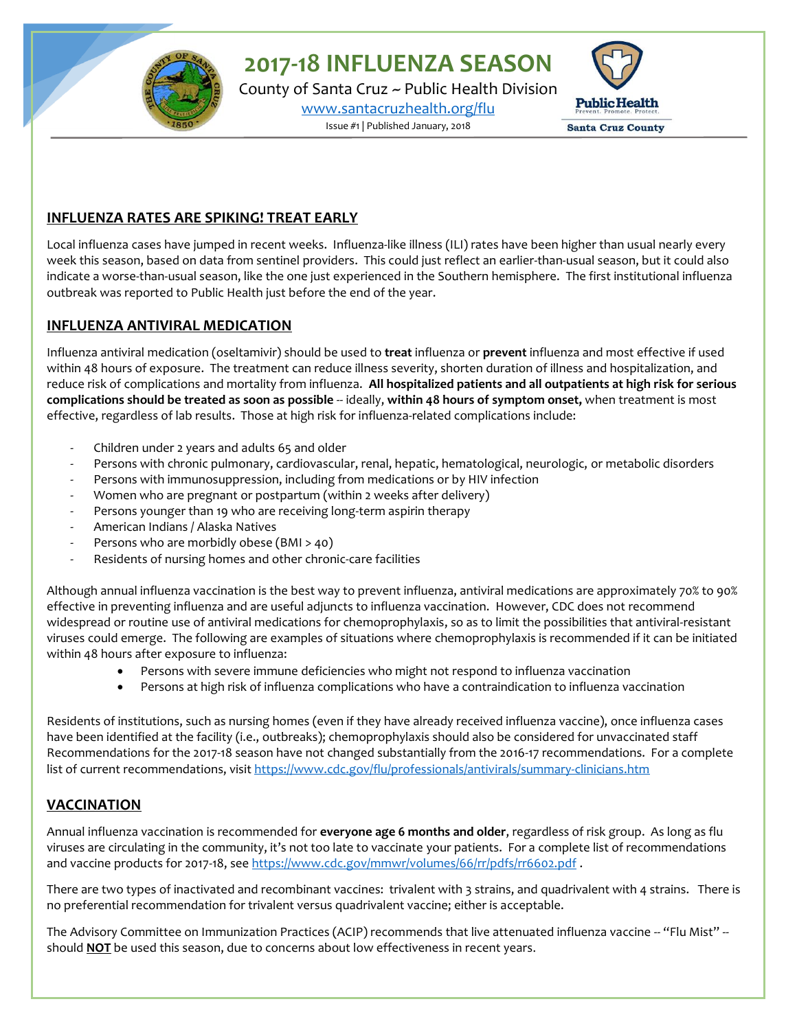# 2017-18 INFLUENZA SEASON

County of Santa Cruz ~ Public Health Division

www.santacruzhealth.org/flu

Issue #1 | Published January, 2018

## INFLUENZA RATES ARE SPIKING! TREAT EARLY

Local influenza cases have jumped in recent weeks. Influenza-like illness (ILI) rates have been higher than usual nearly every week this season, based on data from sentinel providers. This could just reflect an earlier-than-usual season, but it could also indicate a worse-than-usual season, like the one just experienced in the Southern hemisphere. The first institutional influenza outbreak was reported to Public Health just before the end of the year.

## INFLUENZA ANTIVIRAL MEDICATION

Influenza antiviral medication (oseltamivir) should be used to **treat** influenza or **prevent** influenza and most effective if used within 48 hours of exposure. The treatment can reduce illness severity, shorten duration of illness and hospitalization, and reduce risk of complications and mortality from influenza. **All hospitalized patients and all outpatients at high risk for serious complications should be treated as soon as possible** -- ideally, **within 48 hours of symptom onset,** when treatment is most effective, regardless of lab results. Those at high risk for influenza-related complications include:

- Children under 2 years and adults 65 and older
- Persons with chronic pulmonary, cardiovascular, renal, hepatic, hematological, neurologic, or metabolic disorders
- Persons with immunosuppression, including from medications or by HIV infection
- Women who are pregnant or postpartum (within 2 weeks after delivery)
- Persons younger than 19 who are receiving long-term aspirin therapy
- American Indians / Alaska Natives
- Persons who are morbidly obese (BMI > 40)
- Residents of nursing homes and other chronic-care facilities

Although annual influenza vaccination is the best way to prevent influenza, antiviral medications are approximately 70% to 90% effective in preventing influenza and are useful adjuncts to influenza vaccination. However, CDC does not recommend widespread or routine use of antiviral medications for chemoprophylaxis, so as to limit the possibilities that antiviral-resistant viruses could emerge. The following are examples of situations where chemoprophylaxis is recommended if it can be initiated within 48 hours after exposure to influenza:

- Persons with severe immune deficiencies who might not respond to influenza vaccination
- Persons at high risk of influenza complications who have a contraindication to influenza vaccination

Residents of institutions, such as nursing homes (even if they have already received influenza vaccine), once influenza cases have been identified at the facility (i.e., outbreaks); chemoprophylaxis should also be considered for unvaccinated staff Recommendations for the 2017-18 season have not changed substantially from the 2016-17 recommendations. For a complete list of current recommendations, visit https://www.cdc.gov/flu/professionals/antivirals/summary-clinicians.htm

## VACCINATION

Annual influenza vaccination is recommended for **everyone age 6 months and older**, regardless of risk group. As long as flu viruses are circulating in the community, it's not too late to vaccinate your patients. For a complete list of recommendations and vaccine products for 2017-18, see https://www.cdc.gov/mmwr/volumes/66/rr/pdfs/rr6602.pdf .

There are two types of inactivated and recombinant vaccines: trivalent with 3 strains, and quadrivalent with 4 strains. There is no preferential recommendation for trivalent versus quadrivalent vaccine; either is acceptable.

The Advisory Committee on Immunization Practices (ACIP) recommends that live attenuated influenza vaccine -- "Flu Mist" -- should **NOT** be used this season, due to concerns about low effectiveness in recent years.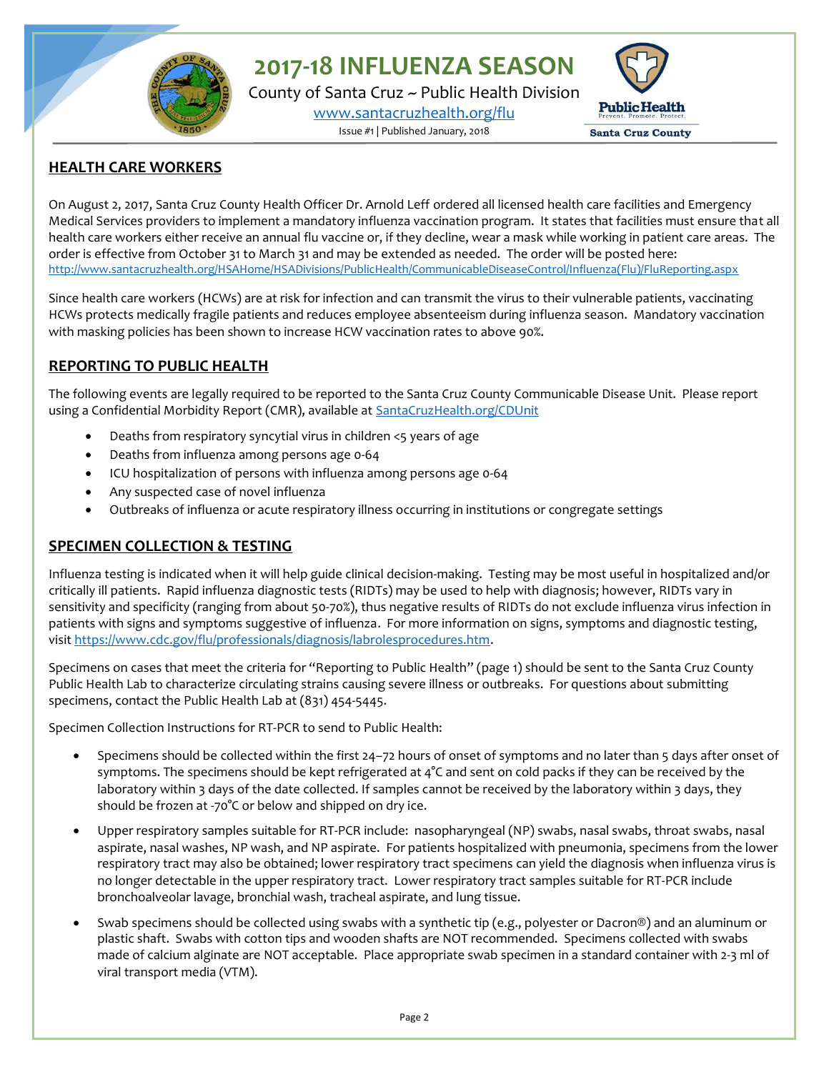# 2017-18 INFLUENZA SEASON

County of Santa Cruz ~ Public Health Division

[www.santacruzhealth.org/flu](www.santacruzhealth.org/flu)

Issue #1 | Published January, 2018

## HEALTH CARE WORKERS

On August 2, 2017, Santa Cruz County Health Officer Dr. Arnold Leff ordered all licensed health care facilities and Emergency Medical Services providers to implement a mandatory influenza vaccination program. It states that facilities must ensure that all health care workers either receive an annual flu vaccine or, if they decline, wear a mask while working in patient care areas. The order is effective from October 31 to March 31 and may be extended as needed. The order will be posted here: http://www.santacruzhealth.org/HSAHome/HSADivisions/PublicHealth/CommunicableDiseaseControl/Influenza(Flu)/FluReporting.aspx

Since health care workers (HCWs) are at risk for infection and can transmit the virus to their vulnerable patients, vaccinating HCWs protects medically fragile patients and reduces employee absenteeism during influenza season. Mandatory vaccination with masking policies has been shown to increase HCW vaccination rates to above 90%.

## REPORTING TO PUBLIC HEALTH

The following events are legally required to be reported to the Santa Cruz County Communicable Disease Unit. Please report using a Confidential Morbidity Report (CMR), available at SantaCruzHealth.org/CDUnit

- Deaths from respiratory syncytial virus in children <5 years of age
- Deaths from influenza among persons age 0-64
- ICU hospitalization of persons with influenza among persons age 0-64
- Any suspected case of novel influenza
- Outbreaks of influenza or acute respiratory illness occurring in institutions or congregate settings

## SPECIMEN COLLECTION & TESTING

Influenza testing is indicated when it will help guide clinical decision-making. Testing may be most useful in hospitalized and/or critically ill patients. Rapid influenza diagnostic tests (RIDTs) may be used to help with diagnosis; however, RIDTs vary in sensitivity and specificity (ranging from about 50-70%), thus negative results of RIDTs do not exclude influenza virus infection in patients with signs and symptoms suggestive of influenza. For more information on signs, symptoms and diagnostic testing, visit https://www.cdc.gov/flu/professionals/diagnosis/labrolesprocedures.htm.

Specimens on cases that meet the criteria for "Reporting to Public Health" (page 1) should be sent to the Santa Cruz County Public Health Lab to characterize circulating strains causing severe illness or outbreaks. For questions about submitting specimens, contact the Public Health Lab at (831) 454-5445.

Specimen Collection Instructions for RT-PCR to send to Public Health:

- Specimens should be collected within the first 24–72 hours of onset of symptoms and no later than 5 days after onset of symptoms. The specimens should be kept refrigerated at 4°C and sent on cold packs if they can be received by the laboratory within 3 days of the date collected. If samples cannot be received by the laboratory within 3 days, they should be frozen at -70°C or below and shipped on dry ice.
- Upper respiratory samples suitable for RT-PCR include: nasopharyngeal (NP) swabs, nasal swabs, throat swabs, nasal aspirate, nasal washes, NP wash, and NP aspirate. For patients hospitalized with pneumonia, specimens from the lower respiratory tract may also be obtained; lower respiratory tract specimens can yield the diagnosis when influenza virus is no longer detectable in the upper respiratory tract. Lower respiratory tract samples suitable for RT-PCR include bronchoalveolar lavage, bronchial wash, tracheal aspirate, and lung tissue.
- Swab specimens should be collected using swabs with a synthetic tip (e.g., polyester or Dacron®) and an aluminum or plastic shaft. Swabs with cotton tips and wooden shafts are NOT recommended. Specimens collected with swabs made of calcium alginate are NOT acceptable. Place appropriate swab specimen in a standard container with 2-3 ml of viral transport media (VTM).